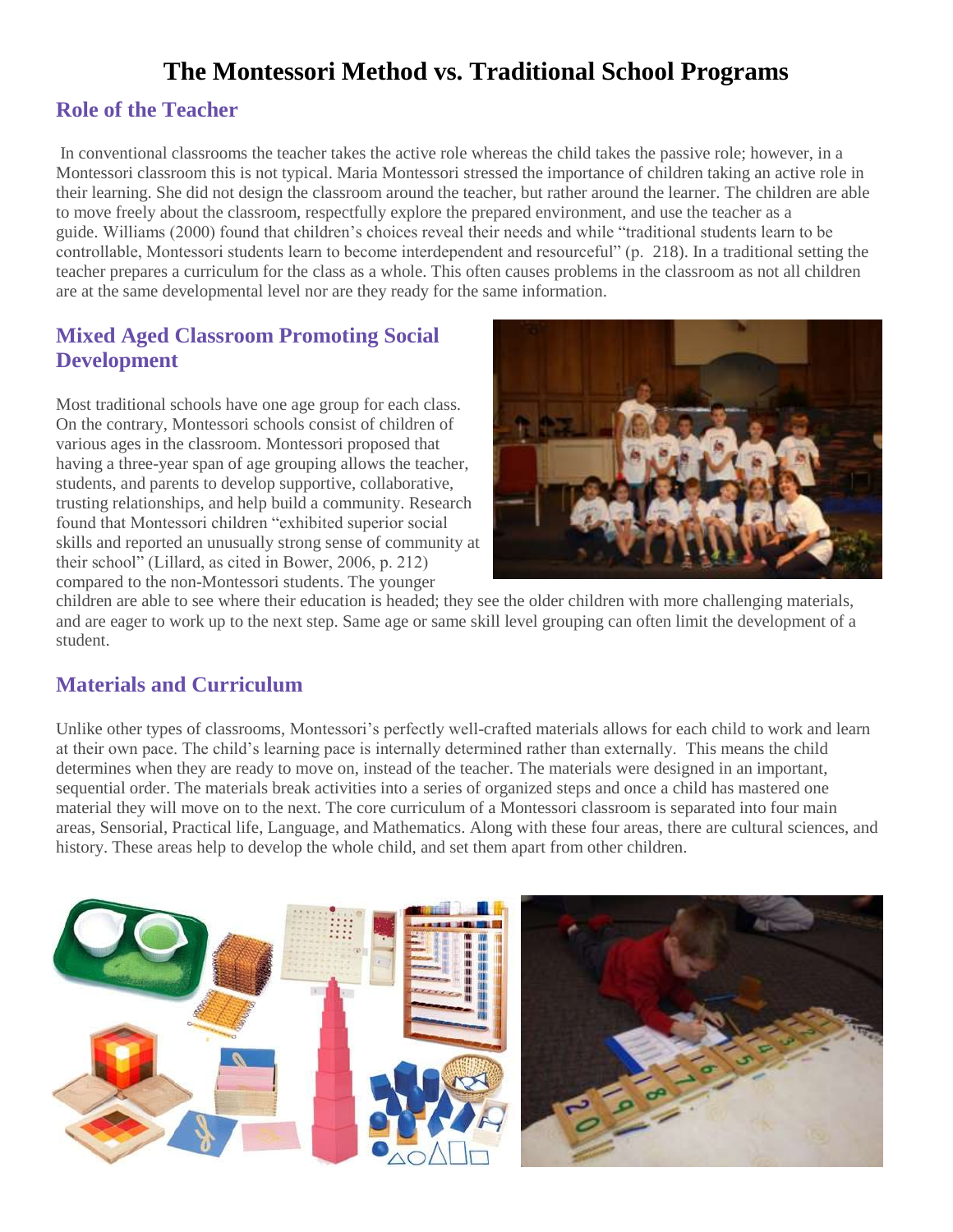# The Montessori Method vs. Traditional School Programs

## Role of the Teacher

In conventional classrooms the teacher takes the active role whereas the child takes the passive role; however, in a Montessori classroom this is not typical. Maria Montessori stressed the importance of children taking an active role in their learning. She did not design the classroom around the teacher, but rather around the learner. The children are able to move freely about the classroom, respectfully explore the prepared environment, and use the teacher as a guide. Williams (2000) found that children's choices reveal their needs and while "traditional students learn to be controllable, Montessori students learn to become interdependent and resourceful" (p. 218). In a traditional setting the teacher prepares a curriculum for the class as a whole. This often causes problems in the classroom as not all children are at the same developmental level nor are they ready for the same information.

## Mixed Aged Classroom Promoting Social Development

Most traditional schools have one age group for each class. On the contrary, Montessori schools consist of children of various ages in the classroom. Montessori proposed that having a three-year span of age grouping allows the teacher, students, and parents to develop supportive, collaborative, trusting relationships, and help build a community. Research found that Montessori children "exhibited superior social skills and reported an unusually strong sense of community at their school" (Lillard, as cited in Bower, 2006, p. 212) compared to the non-Montessori students. The younger children are able to see where their education is headed; they see the older children with more challenging materials, and are eager to work up to the next step. Same age or same skill level grouping can often limit the development of a student.

## Materials and Curriculum

Unlike other types of classrooms, Montessori's perfectly well-crafted materials allows for each child to work and learn at their own pace. The child's learning pace is internally determined rather than externally. This means the child determines when they are ready to move on, instead of the teacher. The materials were designed in an important, sequential order. The materials break activities into a series of organized steps and once a child has mastered one material they will move on to the next. The core curriculum of a Montessori classroom is separated into four main areas, Sensorial, Practical life, Language, and Mathematics. Along with these four areas, there are cultural sciences, and history. These areas help to develop the whole child, and set them apart from other children.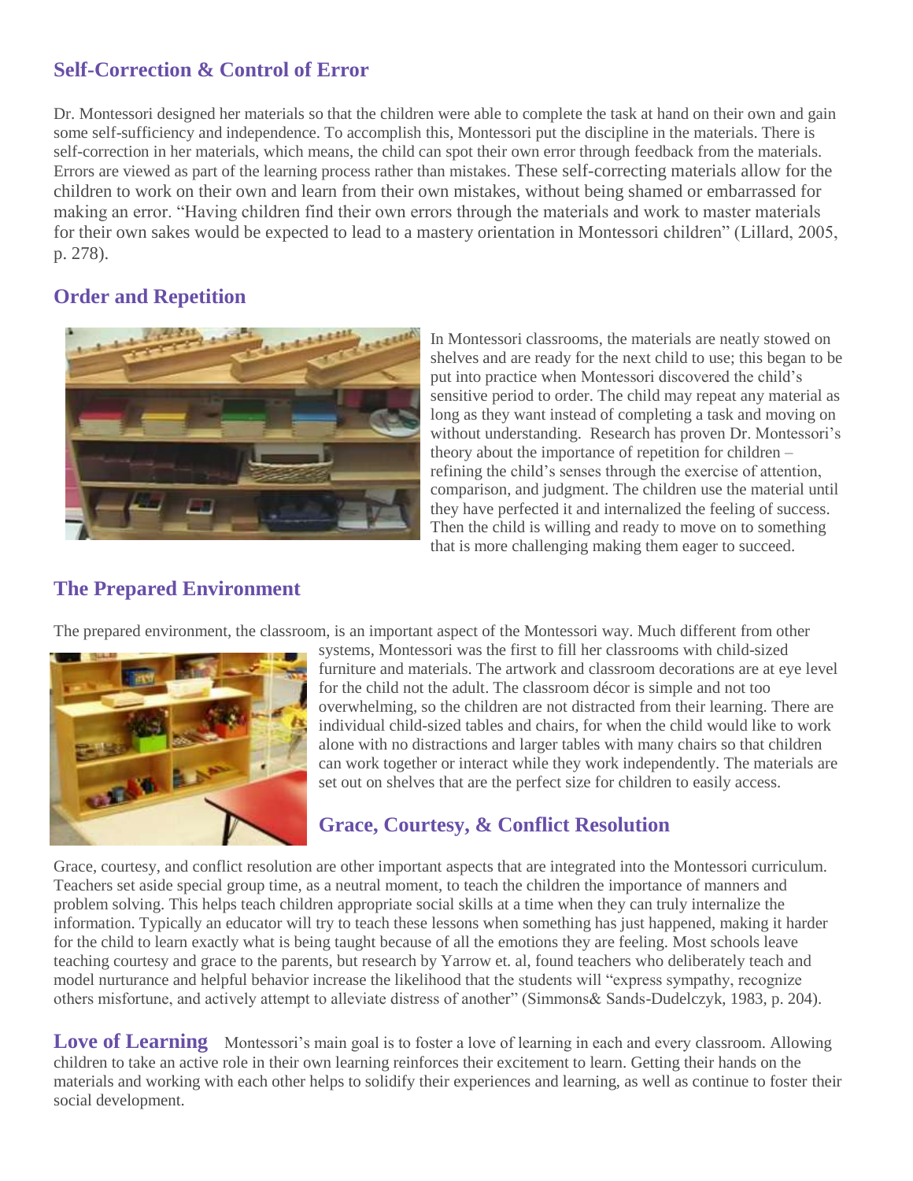## Self-Correction & Control of Error

Dr. Montessori designed her materials so that the children were able to complete the task at hand on their own and gain some self-sufficiency and independence. To accomplish this, Montessori put the discipline in the materials. There is self-correction in her materials, which means, the child can spot their own error through feedback from the materials. Errors are viewed as part of the learning process rather than mistakes. These self-correcting materials allow for the children to work on their own and learn from their own mistakes, without being shamed or embarrassed for making an error. "Having children find their own errors through the materials and work to master materials for their own sakes would be expected to lead to a mastery orientation in Montessori children" (Lillard, 2005, p. 278).

## Order and Repetition

In Montessori classrooms, the materials are neatly stowed on shelves and are ready for the next child to use; this began to be put into practice when Montessori discovered the child's sensitive period to order. The child may repeat any material as long as they want instead of completing a task and moving on without understanding. Research has proven Dr. Montessori's theory about the importance of repetition for children – refining the child's senses through the exercise of attention, comparison, and judgment. The children use the material until they have perfected it and internalized the feeling of success. Then the child is willing and ready to move on to something that is more challenging making them eager to succeed.

## The Prepared Environment

The prepared environment, the classroom, is an important aspect of the Montessori way. Much different from other systems, Montessori was the first to fill her classrooms with child-sized furniture and materials. The artwork and classroom decorations are at eye level for the child not the adult. The classroom décor is simple and not too overwhelming, so the children are not distracted from their learning. There are individual child-sized tables and chairs, for when the child would like to work alone with no distractions and larger tables with many chairs so that children can work together or interact while they work independently. The materials are set out on shelves that are the perfect size for children to easily access.

## Grace, Courtesy, & Conflict Resolution

Grace, courtesy, and conflict resolution are other important aspects that are integrated into the Montessori curriculum. Teachers set aside special group time, as a neutral moment, to teach the children the importance of manners and problem solving. This helps teach children appropriate social skills at a time when they can truly internalize the information. Typically an educator will try to teach these lessons when something has just happened, making it harder for the child to learn exactly what is being taught because of all the emotions they are feeling. Most schools leave teaching courtesy and grace to the parents, but research by Yarrow et. al, found teachers who deliberately teach and model nurturance and helpful behavior increase the likelihood that the students will "express sympathy, recognize others misfortune, and actively attempt to alleviate distress of another" (Simmons& Sands-Dudelczyk, 1983, p. 204).

## Love of Learning

Montessori's main goal is to foster a love of learning in each and every classroom. Allowing children to take an active role in their own learning reinforces their excitement to learn. Getting their hands on the materials and working with each other helps to solidify their experiences and learning, as well as continue to foster their social development.